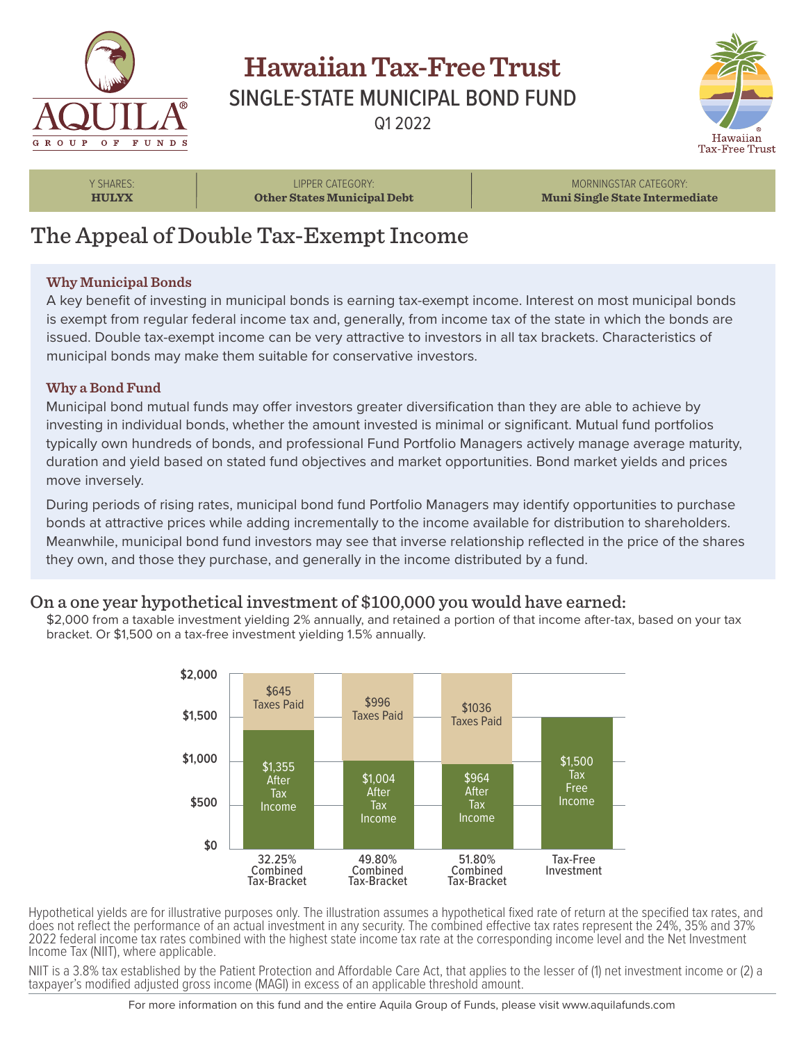# Hawaiian Tax-Free Trust

## SINGLE-STATE MUNICIPAL BOND FUND

Q1 2022

| Y SHARES: | LIPPER CATEGORY: | MORNINGSTAR CATEGORY: |
|---|---|---|
| **HULYX** | **Other States Municipal Debt** | **Muni Single State Intermediate** |

## The Appeal of Double Tax-Exempt Income

### Why Municipal Bonds

A key benefit of investing in municipal bonds is earning tax-exempt income. Interest on most municipal bonds is exempt from regular federal income tax and, generally, from income tax of the state in which the bonds are issued. Double tax-exempt income can be very attractive to investors in all tax brackets. Characteristics of municipal bonds may make them suitable for conservative investors.

### Why a Bond Fund

Municipal bond mutual funds may offer investors greater diversification than they are able to achieve by investing in individual bonds, whether the amount invested is minimal or significant. Mutual fund portfolios typically own hundreds of bonds, and professional Fund Portfolio Managers actively manage average maturity, duration and yield based on stated fund objectives and market opportunities. Bond market yields and prices move inversely.

During periods of rising rates, municipal bond fund Portfolio Managers may identify opportunities to purchase bonds at attractive prices while adding incrementally to the income available for distribution to shareholders. Meanwhile, municipal bond fund investors may see that inverse relationship reflected in the price of the shares they own, and those they purchase, and generally in the income distributed by a fund.

## On a one year hypothetical investment of $100,000 you would have earned:

$2,000 from a taxable investment yielding 2% annually, and retained a portion of that income after-tax, based on your tax bracket. Or $1,500 on a tax-free investment yielding 1.5% annually.

| | 32.25% Combined Tax-Bracket | 49.80% Combined Tax-Bracket | 51.80% Combined Tax-Bracket | Tax-Free Investment |
|---|---|---|---|---|
| Taxes Paid | $645 | $996 | $1036 | |
| After Tax Income | $1,355 | $1,004 | $964 | |
| Tax Free Income | | | | $1,500 |

Hypothetical yields are for illustrative purposes only. The illustration assumes a hypothetical fixed rate of return at the specified tax rates, and does not reflect the performance of an actual investment in any security. The combined effective tax rates represent the 24%, 35% and 37% 2022 federal income tax rates combined with the highest state income tax rate at the corresponding income level and the Net Investment Income Tax (NIIT), where applicable.

NIIT is a 3.8% tax established by the Patient Protection and Affordable Care Act, that applies to the lesser of (1) net investment income or (2) a taxpayer's modified adjusted gross income (MAGI) in excess of an applicable threshold amount.

For more information on this fund and the entire Aquila Group of Funds, please visit www.aquilafunds.com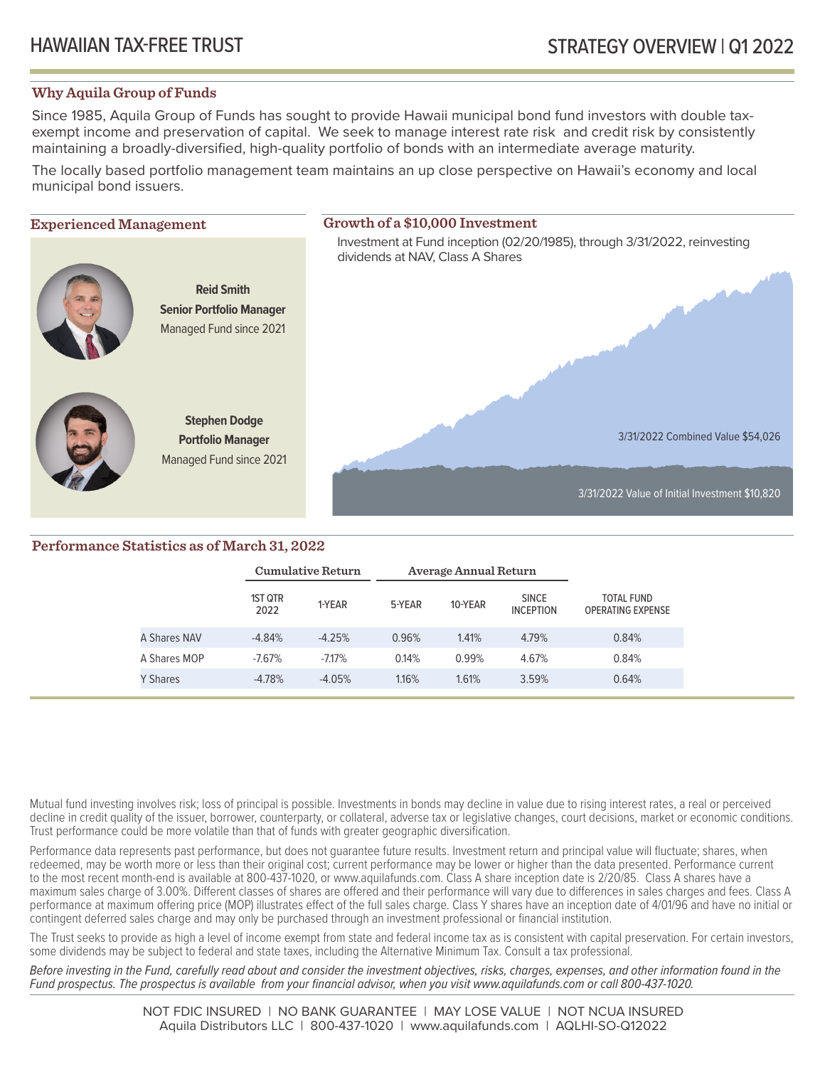# HAWAIIAN TAX-FREE TRUST

## STRATEGY OVERVIEW | Q1 2022

### Why Aquila Group of Funds

Since 1985, Aquila Group of Funds has sought to provide Hawaii municipal bond fund investors with double tax-exempt income and preservation of capital. We seek to manage interest rate risk and credit risk by consistently maintaining a broadly-diversified, high-quality portfolio of bonds with an intermediate average maturity.

The locally based portfolio management team maintains an up close perspective on Hawaii's economy and local municipal bond issuers.

### Experienced Management

**Reid Smith**
**Senior Portfolio Manager**
Managed Fund since 2021

**Stephen Dodge**
**Portfolio Manager**
Managed Fund since 2021

### Growth of a $10,000 Investment

Investment at Fund inception (02/20/1985), through 3/31/2022, reinvesting dividends at NAV, Class A Shares

3/31/2022 Combined Value $54,026

3/31/2022 Value of Initial Investment $10,820

### Performance Statistics as of March 31, 2022

| | Cumulative Return | | Average Annual Return | | | |
|---|---|---|---|---|---|---|
| | 1ST QTR 2022 | 1-YEAR | 5-YEAR | 10-YEAR | SINCE INCEPTION | TOTAL FUND OPERATING EXPENSE |
| A Shares NAV | -4.84% | -4.25% | 0.96% | 1.41% | 4.79% | 0.84% |
| A Shares MOP | -7.67% | -7.17% | 0.14% | 0.99% | 4.67% | 0.84% |
| Y Shares | -4.78% | -4.05% | 1.16% | 1.61% | 3.59% | 0.64% |

Mutual fund investing involves risk; loss of principal is possible. Investments in bonds may decline in value due to rising interest rates, a real or perceived decline in credit quality of the issuer, borrower, counterparty, or collateral, adverse tax or legislative changes, court decisions, market or economic conditions. Trust performance could be more volatile than that of funds with greater geographic diversification.

Performance data represents past performance, but does not guarantee future results. Investment return and principal value will fluctuate; shares, when redeemed, may be worth more or less than their original cost; current performance may be lower or higher than the data presented. Performance current to the most recent month-end is available at 800-437-1020, or www.aquilafunds.com. Class A share inception date is 2/20/85. Class A shares have a maximum sales charge of 3.00%. Different classes of shares are offered and their performance will vary due to differences in sales charges and fees. Class A performance at maximum offering price (MOP) illustrates effect of the full sales charge. Class Y shares have an inception date of 4/01/96 and have no initial or contingent deferred sales charge and may only be purchased through an investment professional or financial institution.

The Trust seeks to provide as high a level of income exempt from state and federal income tax as is consistent with capital preservation. For certain investors, some dividends may be subject to federal and state taxes, including the Alternative Minimum Tax. Consult a tax professional.

*Before investing in the Fund, carefully read about and consider the investment objectives, risks, charges, expenses, and other information found in the Fund prospectus. The prospectus is available from your financial advisor, when you visit www.aquilafunds.com or call 800-437-1020.*

NOT FDIC INSURED | NO BANK GUARANTEE | MAY LOSE VALUE | NOT NCUA INSURED
Aquila Distributors LLC | 800-437-1020 | www.aquilafunds.com | AQLHI-SO-Q12022